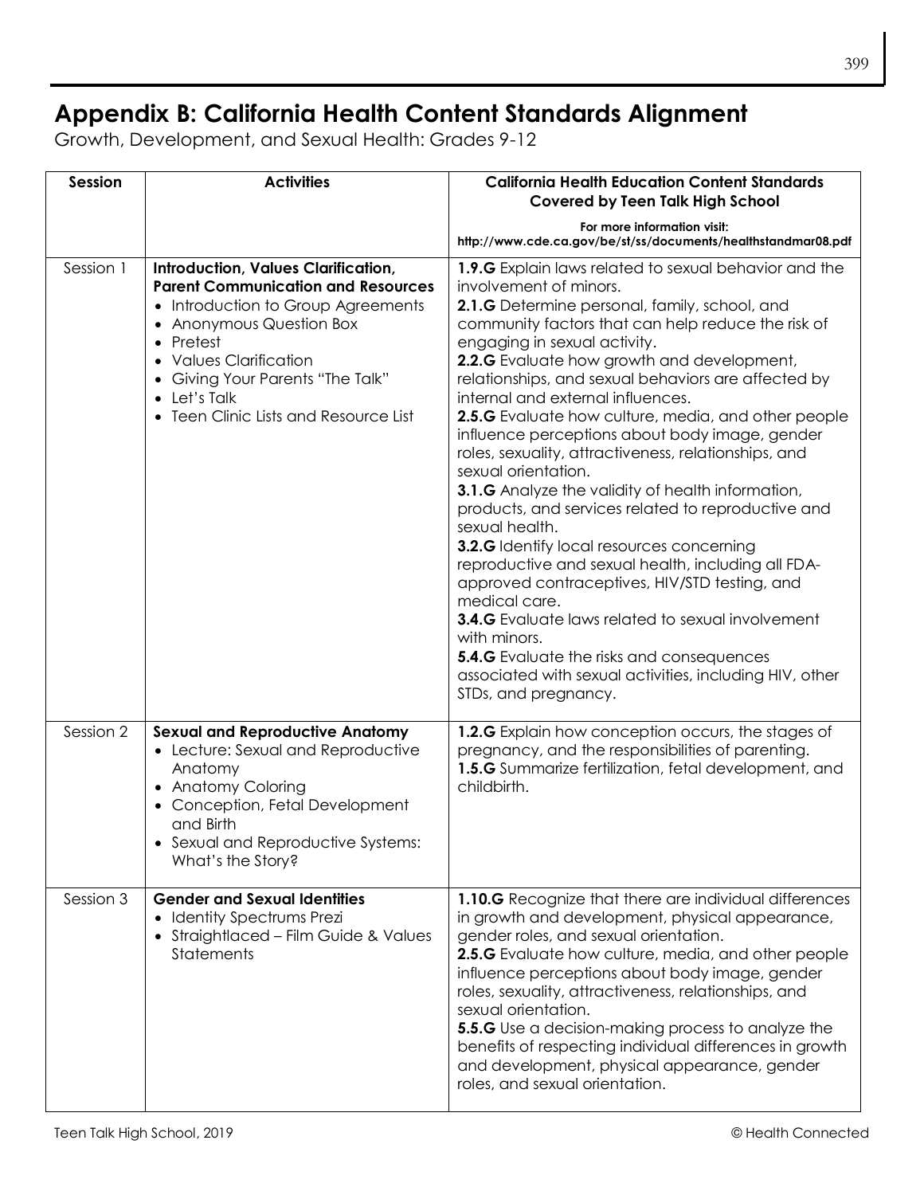# Appendix B: California Health Content Standards Alignment

Growth, Development, and Sexual Health: Grades 9-12

| Session | Activities | California Health Education Content Standards Covered by Teen Talk High School<br><br>For more information visit: http://www.cde.ca.gov/be/st/ss/documents/healthstandmar08.pdf |
|---|---|---|
| Session 1 | **Introduction, Values Clarification, Parent Communication and Resources**<br>• Introduction to Group Agreements<br>• Anonymous Question Box<br>• Pretest<br>• Values Clarification<br>• Giving Your Parents "The Talk"<br>• Let's Talk<br>• Teen Clinic Lists and Resource List | **1.9.G** Explain laws related to sexual behavior and the involvement of minors.<br>**2.1.G** Determine personal, family, school, and community factors that can help reduce the risk of engaging in sexual activity.<br>**2.2.G** Evaluate how growth and development, relationships, and sexual behaviors are affected by internal and external influences.<br>**2.5.G** Evaluate how culture, media, and other people influence perceptions about body image, gender roles, sexuality, attractiveness, relationships, and sexual orientation.<br>**3.1.G** Analyze the validity of health information, products, and services related to reproductive and sexual health.<br>**3.2.G** Identify local resources concerning reproductive and sexual health, including all FDA-approved contraceptives, HIV/STD testing, and medical care.<br>**3.4.G** Evaluate laws related to sexual involvement with minors.<br>**5.4.G** Evaluate the risks and consequences associated with sexual activities, including HIV, other STDs, and pregnancy. |
| Session 2 | **Sexual and Reproductive Anatomy**<br>• Lecture: Sexual and Reproductive Anatomy<br>• Anatomy Coloring<br>• Conception, Fetal Development and Birth<br>• Sexual and Reproductive Systems: What's the Story? | **1.2.G** Explain how conception occurs, the stages of pregnancy, and the responsibilities of parenting.<br>**1.5.G** Summarize fertilization, fetal development, and childbirth. |
| Session 3 | **Gender and Sexual Identities**<br>• Identity Spectrums Prezi<br>• Straightlaced – Film Guide & Values Statements | **1.10.G** Recognize that there are individual differences in growth and development, physical appearance, gender roles, and sexual orientation.<br>**2.5.G** Evaluate how culture, media, and other people influence perceptions about body image, gender roles, sexuality, attractiveness, relationships, and sexual orientation.<br>**5.5.G** Use a decision-making process to analyze the benefits of respecting individual differences in growth and development, physical appearance, gender roles, and sexual orientation. |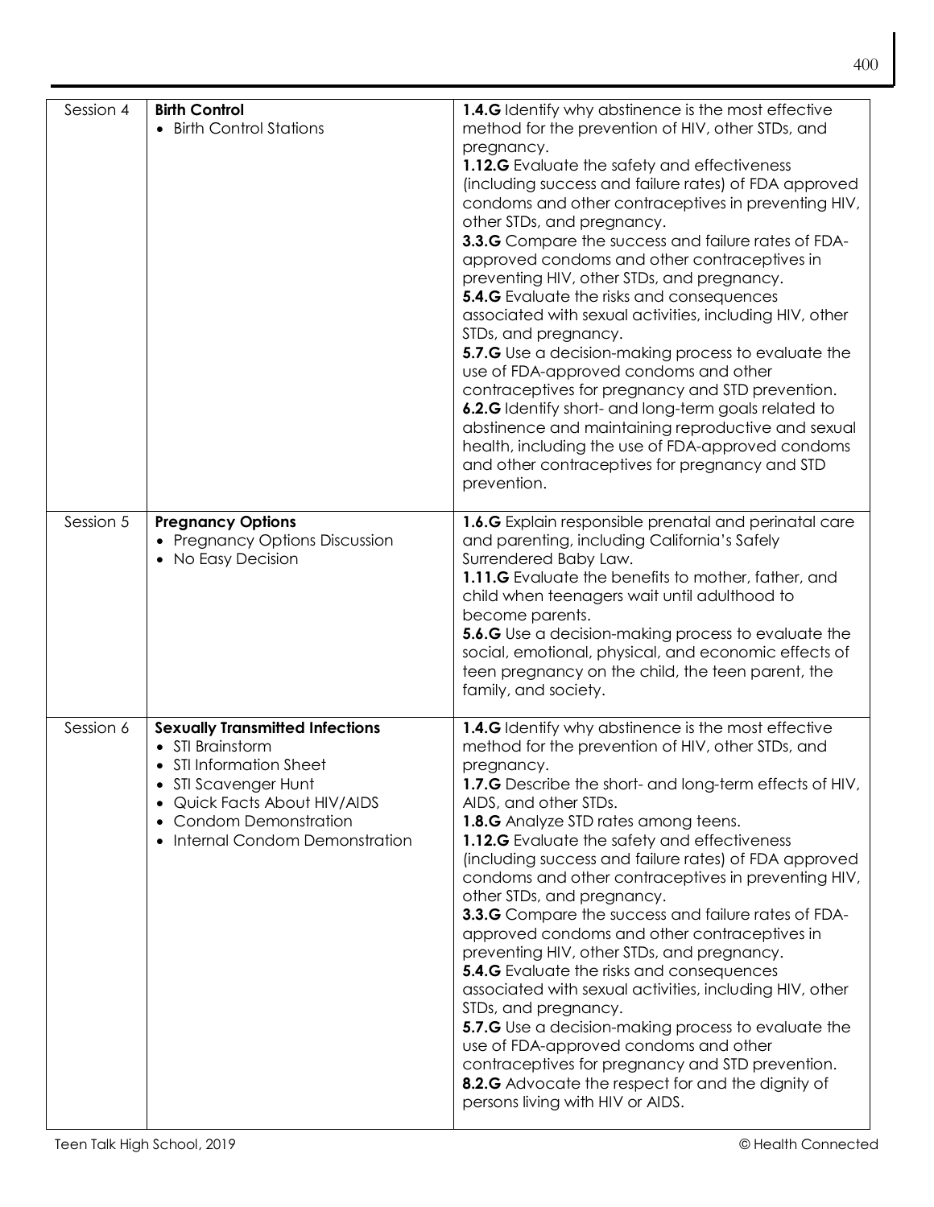| | | |
|---|---|---|
| Session 4 | **Birth Control**<br>• Birth Control Stations | **1.4.G** Identify why abstinence is the most effective method for the prevention of HIV, other STDs, and pregnancy.<br>**1.12.G** Evaluate the safety and effectiveness (including success and failure rates) of FDA approved condoms and other contraceptives in preventing HIV, other STDs, and pregnancy.<br>**3.3.G** Compare the success and failure rates of FDA-approved condoms and other contraceptives in preventing HIV, other STDs, and pregnancy.<br>**5.4.G** Evaluate the risks and consequences associated with sexual activities, including HIV, other STDs, and pregnancy.<br>**5.7.G** Use a decision-making process to evaluate the use of FDA-approved condoms and other contraceptives for pregnancy and STD prevention.<br>**6.2.G** Identify short- and long-term goals related to abstinence and maintaining reproductive and sexual health, including the use of FDA-approved condoms and other contraceptives for pregnancy and STD prevention. |
| Session 5 | **Pregnancy Options**<br>• Pregnancy Options Discussion<br>• No Easy Decision | **1.6.G** Explain responsible prenatal and perinatal care and parenting, including California's Safely Surrendered Baby Law.<br>**1.11.G** Evaluate the benefits to mother, father, and child when teenagers wait until adulthood to become parents.<br>**5.6.G** Use a decision-making process to evaluate the social, emotional, physical, and economic effects of teen pregnancy on the child, the teen parent, the family, and society. |
| Session 6 | **Sexually Transmitted Infections**<br>• STI Brainstorm<br>• STI Information Sheet<br>• STI Scavenger Hunt<br>• Quick Facts About HIV/AIDS<br>• Condom Demonstration<br>• Internal Condom Demonstration | **1.4.G** Identify why abstinence is the most effective method for the prevention of HIV, other STDs, and pregnancy.<br>**1.7.G** Describe the short- and long-term effects of HIV, AIDS, and other STDs.<br>**1.8.G** Analyze STD rates among teens.<br>**1.12.G** Evaluate the safety and effectiveness (including success and failure rates) of FDA approved condoms and other contraceptives in preventing HIV, other STDs, and pregnancy.<br>**3.3.G** Compare the success and failure rates of FDA-approved condoms and other contraceptives in preventing HIV, other STDs, and pregnancy.<br>**5.4.G** Evaluate the risks and consequences associated with sexual activities, including HIV, other STDs, and pregnancy.<br>**5.7.G** Use a decision-making process to evaluate the use of FDA-approved condoms and other contraceptives for pregnancy and STD prevention.<br>**8.2.G** Advocate the respect for and the dignity of persons living with HIV or AIDS. |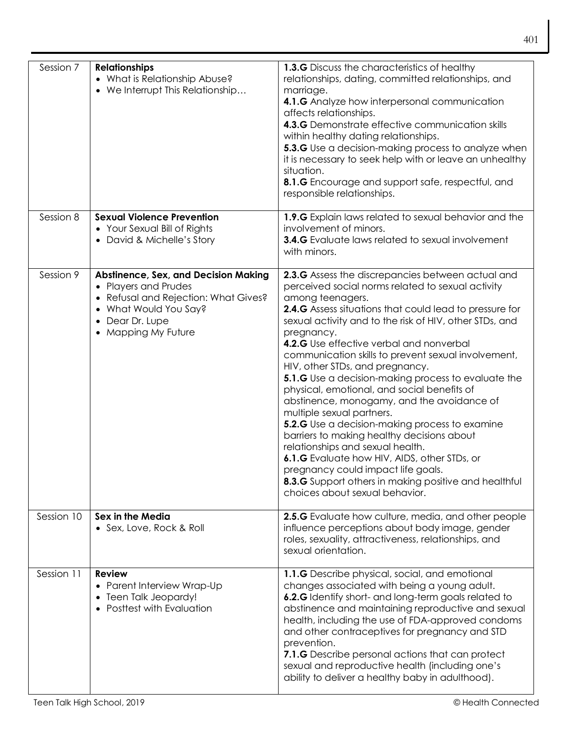| | | |
|---|---|---|
| Session 7 | **Relationships**<br>• What is Relationship Abuse?<br>• We Interrupt This Relationship… | **1.3.G** Discuss the characteristics of healthy relationships, dating, committed relationships, and marriage.<br>**4.1.G** Analyze how interpersonal communication affects relationships.<br>**4.3.G** Demonstrate effective communication skills within healthy dating relationships.<br>**5.3.G** Use a decision-making process to analyze when it is necessary to seek help with or leave an unhealthy situation.<br>**8.1.G** Encourage and support safe, respectful, and responsible relationships. |
| Session 8 | **Sexual Violence Prevention**<br>• Your Sexual Bill of Rights<br>• David & Michelle's Story | **1.9.G** Explain laws related to sexual behavior and the involvement of minors.<br>**3.4.G** Evaluate laws related to sexual involvement with minors. |
| Session 9 | **Abstinence, Sex, and Decision Making**<br>• Players and Prudes<br>• Refusal and Rejection: What Gives?<br>• What Would You Say?<br>• Dear Dr. Lupe<br>• Mapping My Future | **2.3.G** Assess the discrepancies between actual and perceived social norms related to sexual activity among teenagers.<br>**2.4.G** Assess situations that could lead to pressure for sexual activity and to the risk of HIV, other STDs, and pregnancy.<br>**4.2.G** Use effective verbal and nonverbal communication skills to prevent sexual involvement, HIV, other STDs, and pregnancy.<br>**5.1.G** Use a decision-making process to evaluate the physical, emotional, and social benefits of abstinence, monogamy, and the avoidance of multiple sexual partners.<br>**5.2.G** Use a decision-making process to examine barriers to making healthy decisions about relationships and sexual health.<br>**6.1.G** Evaluate how HIV, AIDS, other STDs, or pregnancy could impact life goals.<br>**8.3.G** Support others in making positive and healthful choices about sexual behavior. |
| Session 10 | **Sex in the Media**<br>• Sex, Love, Rock & Roll | **2.5.G** Evaluate how culture, media, and other people influence perceptions about body image, gender roles, sexuality, attractiveness, relationships, and sexual orientation. |
| Session 11 | **Review**<br>• Parent Interview Wrap-Up<br>• Teen Talk Jeopardy!<br>• Posttest with Evaluation | **1.1.G** Describe physical, social, and emotional changes associated with being a young adult.<br>**6.2.G** Identify short- and long-term goals related to abstinence and maintaining reproductive and sexual health, including the use of FDA-approved condoms and other contraceptives for pregnancy and STD prevention.<br>**7.1.G** Describe personal actions that can protect sexual and reproductive health (including one's ability to deliver a healthy baby in adulthood). |